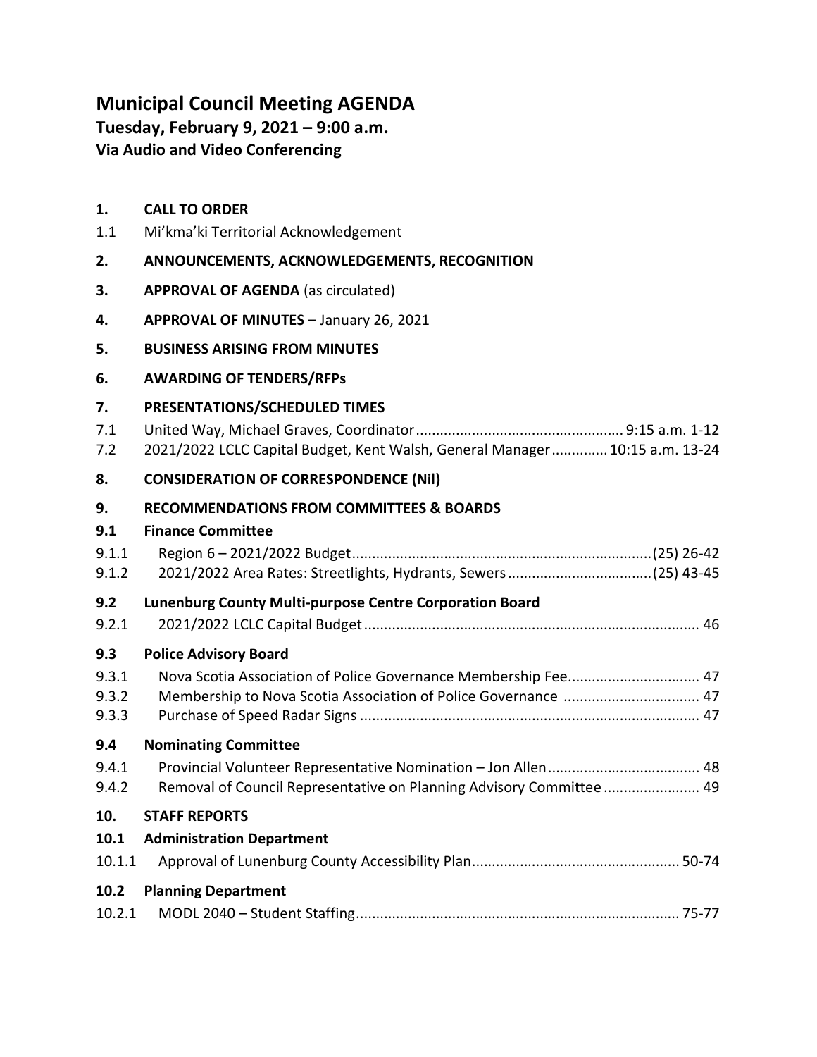# Municipal Council Meeting AGENDA

**Tuesday, February 9, 2021 – 9:00 a.m.**
**Via Audio and Video Conferencing**

**1. CALL TO ORDER**

1.1 Mi'kma'ki Territorial Acknowledgement

**2. ANNOUNCEMENTS, ACKNOWLEDGEMENTS, RECOGNITION**

**3. APPROVAL OF AGENDA** (as circulated)

**4. APPROVAL OF MINUTES –** January 26, 2021

**5. BUSINESS ARISING FROM MINUTES**

**6. AWARDING OF TENDERS/RFPs**

**7. PRESENTATIONS/SCHEDULED TIMES**

7.1 United Way, Michael Graves, Coordinator .................................................... 9:15 a.m. 1-12

7.2 2021/2022 LCLC Capital Budget, Kent Walsh, General Manager ............. 10:15 a.m. 13-24

**8. CONSIDERATION OF CORRESPONDENCE (Nil)**

**9. RECOMMENDATIONS FROM COMMITTEES & BOARDS**

**9.1 Finance Committee**

9.1.1 Region 6 – 2021/2022 Budget ..........................................................................(25) 26-42

9.1.2 2021/2022 Area Rates: Streetlights, Hydrants, Sewers ...................................(25) 43-45

**9.2 Lunenburg County Multi-purpose Centre Corporation Board**

9.2.1 2021/2022 LCLC Capital Budget ................................................................................... 46

**9.3 Police Advisory Board**

9.3.1 Nova Scotia Association of Police Governance Membership Fee ................................ 47

9.3.2 Membership to Nova Scotia Association of Police Governance ................................. 47

9.3.3 Purchase of Speed Radar Signs .................................................................................... 47

**9.4 Nominating Committee**

9.4.1 Provincial Volunteer Representative Nomination – Jon Allen ..................................... 48

9.4.2 Removal of Council Representative on Planning Advisory Committee ....................... 49

**10. STAFF REPORTS**

**10.1 Administration Department**

10.1.1 Approval of Lunenburg County Accessibility Plan ................................................... 50-74

**10.2 Planning Department**

10.2.1 MODL 2040 – Student Staffing ................................................................................ 75-77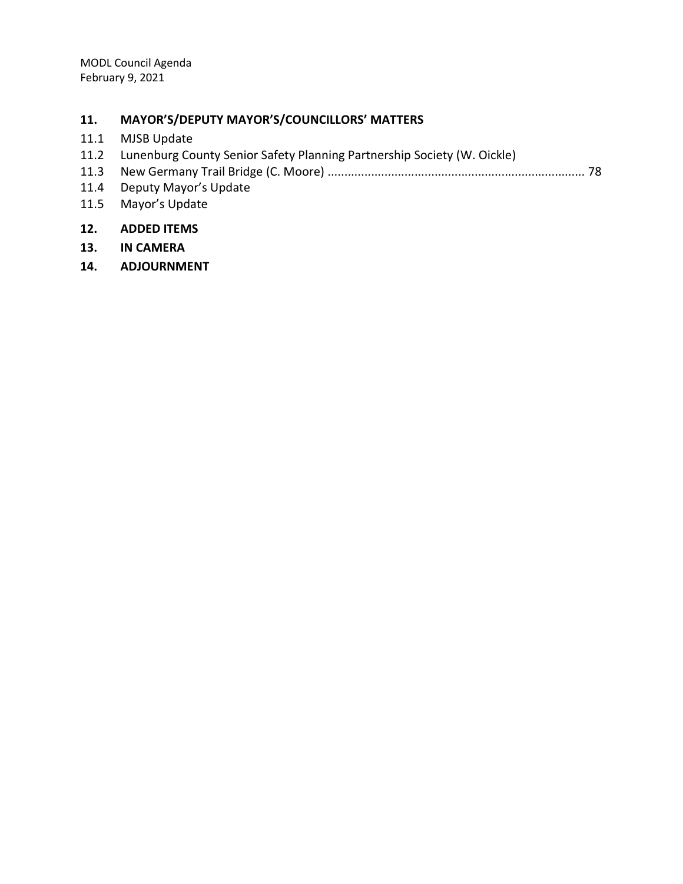## 11. MAYOR'S/DEPUTY MAYOR'S/COUNCILLORS' MATTERS

11.1 MJSB Update

11.2 Lunenburg County Senior Safety Planning Partnership Society (W. Oickle)

11.3 New Germany Trail Bridge (C. Moore) ........................................................................... 78

11.4 Deputy Mayor's Update

11.5 Mayor's Update

## 12. ADDED ITEMS

## 13. IN CAMERA

## 14. ADJOURNMENT